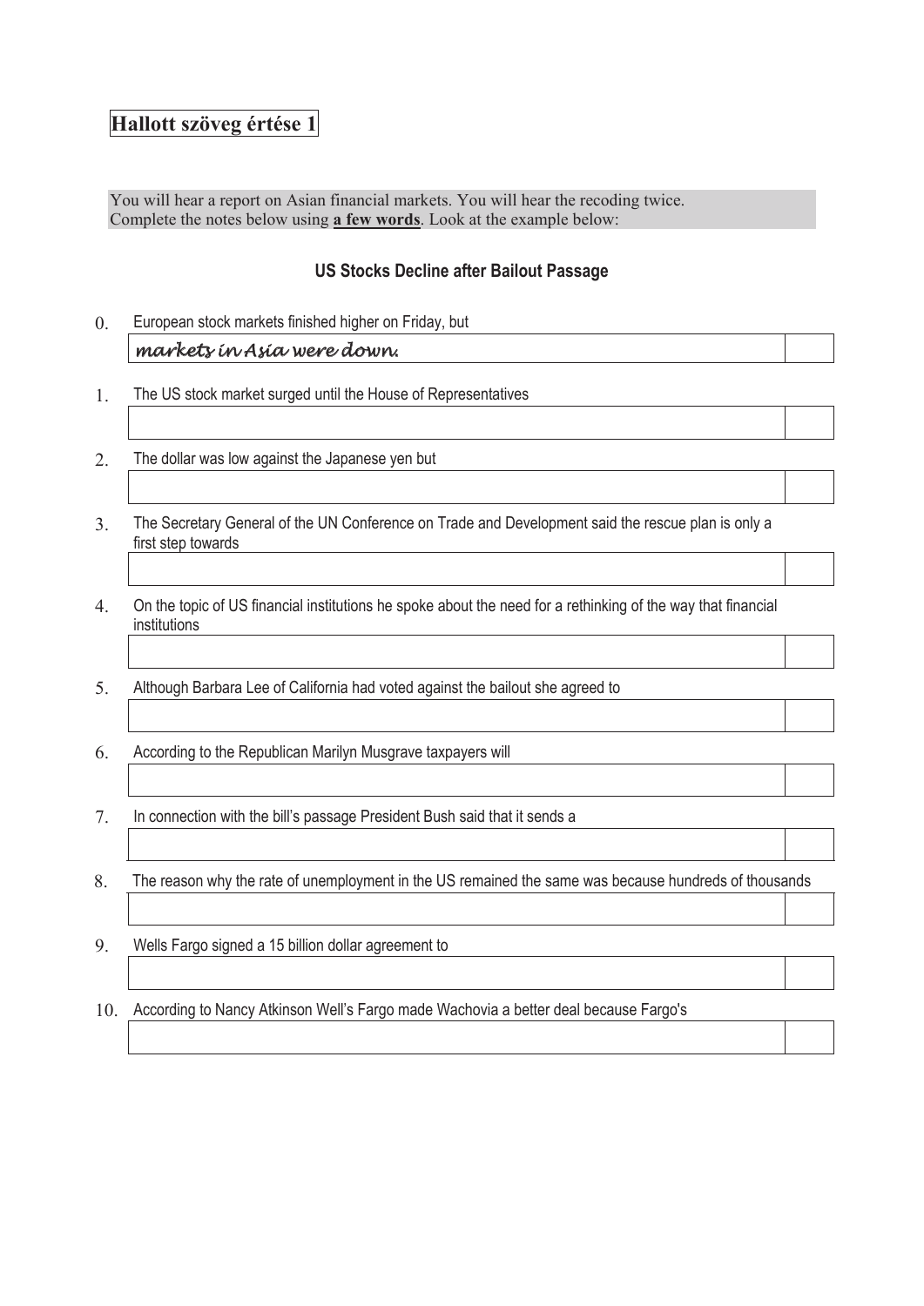# Hallott szöveg értése 1

You will hear a report on Asian financial markets. You will hear the recoding twice. Complete the notes below using **a few words**. Look at the example below:

### US Stocks Decline after Bailout Passage

0. European stock markets finished higher on Friday, but
   *markets in Asia were down.*

1. The US stock market surged until the House of Representatives

2. The dollar was low against the Japanese yen but

3. The Secretary General of the UN Conference on Trade and Development said the rescue plan is only a first step towards

4. On the topic of US financial institutions he spoke about the need for a rethinking of the way that financial institutions

5. Although Barbara Lee of California had voted against the bailout she agreed to

6. According to the Republican Marilyn Musgrave taxpayers will

7. In connection with the bill's passage President Bush said that it sends a

8. The reason why the rate of unemployment in the US remained the same was because hundreds of thousands

9. Wells Fargo signed a 15 billion dollar agreement to

10. According to Nancy Atkinson Well's Fargo made Wachovia a better deal because Fargo's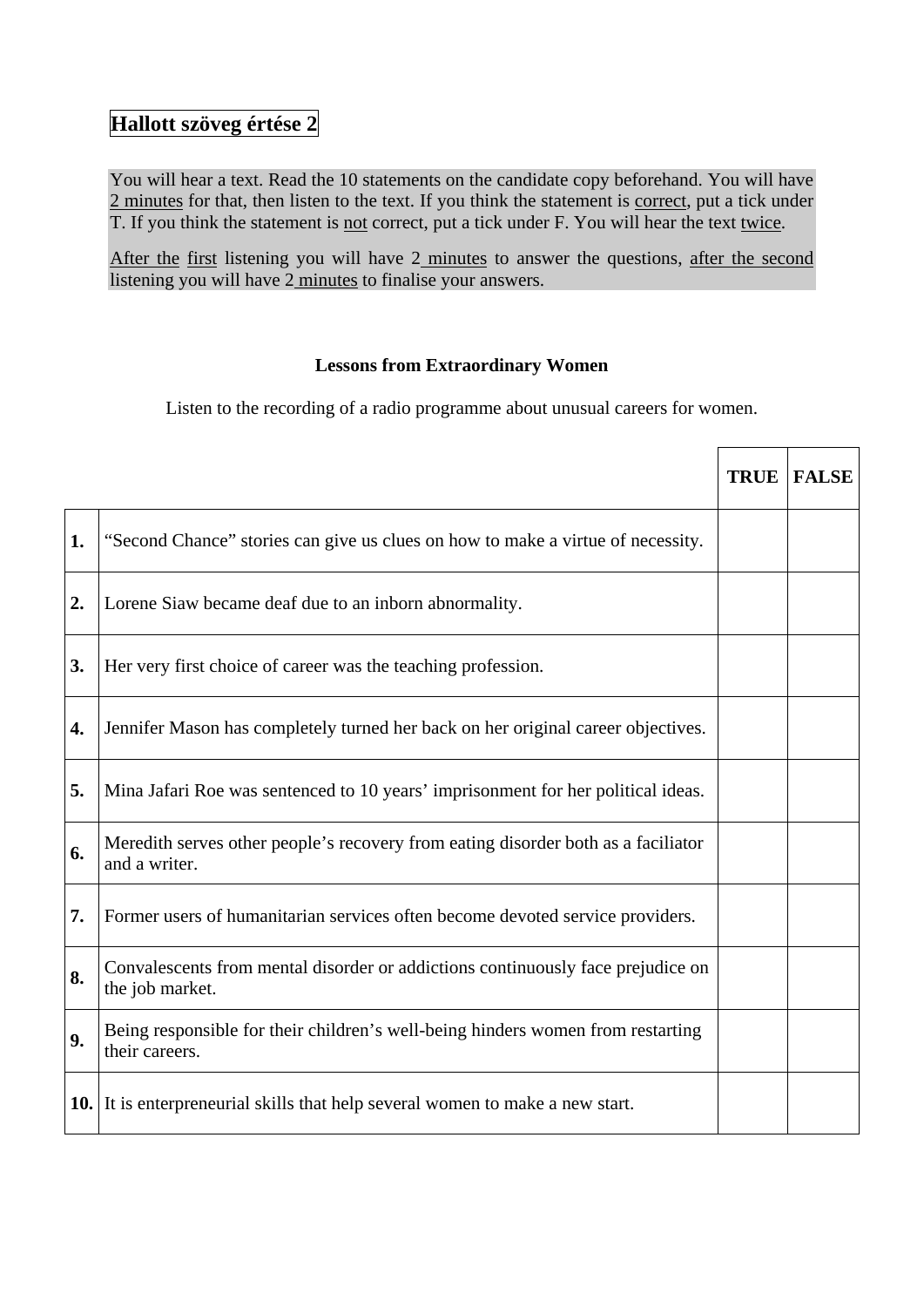## Hallott szöveg értése 2

You will hear a text. Read the 10 statements on the candidate copy beforehand. You will have 2 minutes for that, then listen to the text. If you think the statement is correct, put a tick under T. If you think the statement is not correct, put a tick under F. You will hear the text twice.

After the first listening you will have 2 minutes to answer the questions, after the second listening you will have 2 minutes to finalise your answers.

**Lessons from Extraordinary Women**

Listen to the recording of a radio programme about unusual careers for women.

| | | TRUE | FALSE |
|---|---|---|---|
| **1.** | "Second Chance" stories can give us clues on how to make a virtue of necessity. | | |
| **2.** | Lorene Siaw became deaf due to an inborn abnormality. | | |
| **3.** | Her very first choice of career was the teaching profession. | | |
| **4.** | Jennifer Mason has completely turned her back on her original career objectives. | | |
| **5.** | Mina Jafari Roe was sentenced to 10 years' imprisonment for her political ideas. | | |
| **6.** | Meredith serves other people's recovery from eating disorder both as a faciliator and a writer. | | |
| **7.** | Former users of humanitarian services often become devoted service providers. | | |
| **8.** | Convalescents from mental disorder or addictions continuously face prejudice on the job market. | | |
| **9.** | Being responsible for their children's well-being hinders women from restarting their careers. | | |
| **10.** | It is enterpreneurial skills that help several women to make a new start. | | |